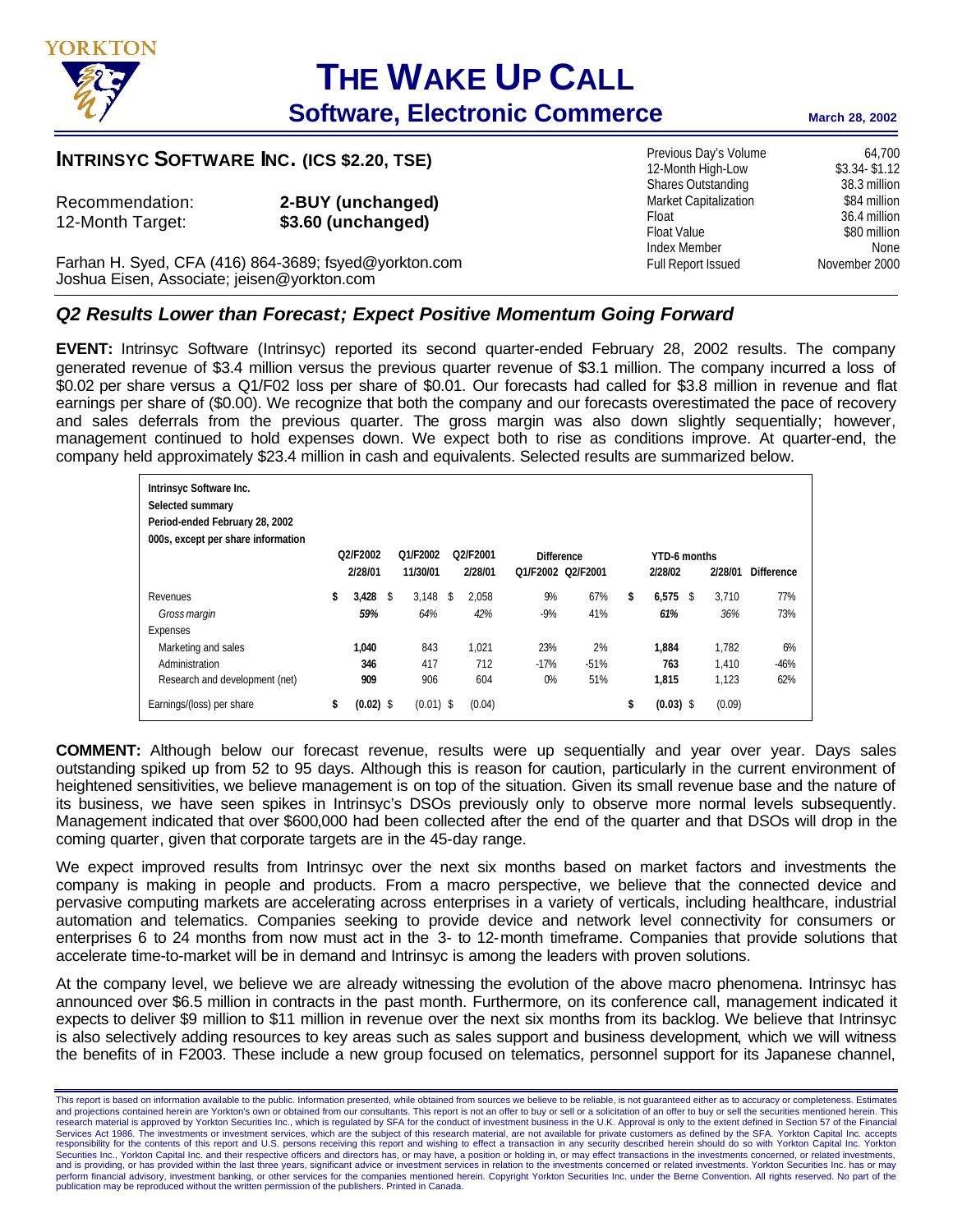YORKTON

# THE WAKE UP CALL

## Software, Electronic Commerce

March 28, 2002

### INTRINSYC SOFTWARE INC. (ICS $2.20, TSE)

Recommendation: **2-BUY (unchanged)**
12-Month Target: **$3.60 (unchanged)**

Farhan H. Syed, CFA (416) 864-3689; fsyed@yorkton.com
Joshua Eisen, Associate; jeisen@yorkton.com

| | |
|---|---|
| Previous Day's Volume | 64,700 |
| 12-Month High-Low | $3.34- $1.12 |
| Shares Outstanding | 38.3 million |
| Market Capitalization | $84 million |
| Float | 36.4 million |
| Float Value | $80 million |
| Index Member | None |
| Full Report Issued | November 2000 |

## *Q2 Results Lower than Forecast; Expect Positive Momentum Going Forward*

**EVENT:** Intrinsyc Software (Intrinsyc) reported its second quarter-ended February 28, 2002 results. The company generated revenue of $3.4 million versus the previous quarter revenue of $3.1 million. The company incurred a loss of $0.02 per share versus a Q1/F02 loss per share of $0.01. Our forecasts had called for $3.8 million in revenue and flat earnings per share of ($0.00). We recognize that both the company and our forecasts overestimated the pace of recovery and sales deferrals from the previous quarter. The gross margin was also down slightly sequentially; however, management continued to hold expenses down. We expect both to rise as conditions improve. At quarter-end, the company held approximately $23.4 million in cash and equivalents. Selected results are summarized below.

**Intrinsyc Software Inc.**
**Selected summary**
**Period-ended February 28, 2002**
**000s, except per share information**

| | Q2/F2002 | Q1/F2002 | Q2/F2001 | Difference | | YTD-6 months | | |
|---|---|---|---|---|---|---|---|---|
| | 2/28/01 | 11/30/01 | 2/28/01 | Q1/F2002 | Q2/F2001 | 2/28/02 | 2/28/01 | Difference |
| Revenues | $ **3,428** | $ 3,148 | $ 2,058 | 9% | 67% | $ **6,575** | $ 3,710 | 77% |
| *Gross margin* | ***59%*** | *64%* | *42%* | -9% | 41% | ***61%*** | *36%* | 73% |
| Expenses | | | | | | | | |
| Marketing and sales | **1,040** | 843 | 1,021 | 23% | 2% | **1,884** | 1,782 | 6% |
| Administration | **346** | 417 | 712 | -17% | -51% | **763** | 1,410 | -46% |
| Research and development (net) | **909** | 906 | 604 | 0% | 51% | **1,815** | 1,123 | 62% |
| Earnings/(loss) per share | $ **(0.02)** | $ (0.01) | $ (0.04) | | | $ **(0.03)** | $ (0.09) | |

**COMMENT:** Although below our forecast revenue, results were up sequentially and year over year. Days sales outstanding spiked up from 52 to 95 days. Although this is reason for caution, particularly in the current environment of heightened sensitivities, we believe management is on top of the situation. Given its small revenue base and the nature of its business, we have seen spikes in Intrinsyc's DSOs previously only to observe more normal levels subsequently. Management indicated that over $600,000 had been collected after the end of the quarter and that DSOs will drop in the coming quarter, given that corporate targets are in the 45-day range.

We expect improved results from Intrinsyc over the next six months based on market factors and investments the company is making in people and products. From a macro perspective, we believe that the connected device and pervasive computing markets are accelerating across enterprises in a variety of verticals, including healthcare, industrial automation and telematics. Companies seeking to provide device and network level connectivity for consumers or enterprises 6 to 24 months from now must act in the 3- to 12-month timeframe. Companies that provide solutions that accelerate time-to-market will be in demand and Intrinsyc is among the leaders with proven solutions.

At the company level, we believe we are already witnessing the evolution of the above macro phenomena. Intrinsyc has announced over $6.5 million in contracts in the past month. Furthermore, on its conference call, management indicated it expects to deliver $9 million to $11 million in revenue over the next six months from its backlog. We believe that Intrinsyc is also selectively adding resources to key areas such as sales support and business development, which we will witness the benefits of in F2003. These include a new group focused on telematics, personnel support for its Japanese channel,

This report is based on information available to the public. Information presented, while obtained from sources we believe to be reliable, is not guaranteed either as to accuracy or completeness. Estimates and projections contained herein are Yorkton's own or obtained from our consultants. This report is not an offer to buy or sell or a solicitation of an offer to buy or sell the securities mentioned herein. This research material is approved by Yorkton Securities Inc., which is regulated by SFA for the conduct of investment business in the U.K. Approval is only to the extent defined in Section 57 of the Financial Services Act 1986. The investments or investment services, which are the subject of this research material, are not available for private customers as defined by the SFA. Yorkton Capital Inc. accepts responsibility for the contents of this report and U.S. persons receiving this report and wishing to effect a transaction in any security described herein should do so with Yorkton Capital Inc. Yorkton Securities Inc., Yorkton Capital Inc. and their respective officers and directors has, or may have, a position or holding in, or may effect transactions in the investments concerned, or related investments, and is providing, or has provided within the last three years, significant advice or investment services in relation to the investments concerned or related investments. Yorkton Securities Inc. has or may perform financial advisory, investment banking, or other services for the companies mentioned herein. Copyright Yorkton Securities Inc. under the Berne Convention. All rights reserved. No part of the publication may be reproduced without the written permission of the publishers. Printed in Canada.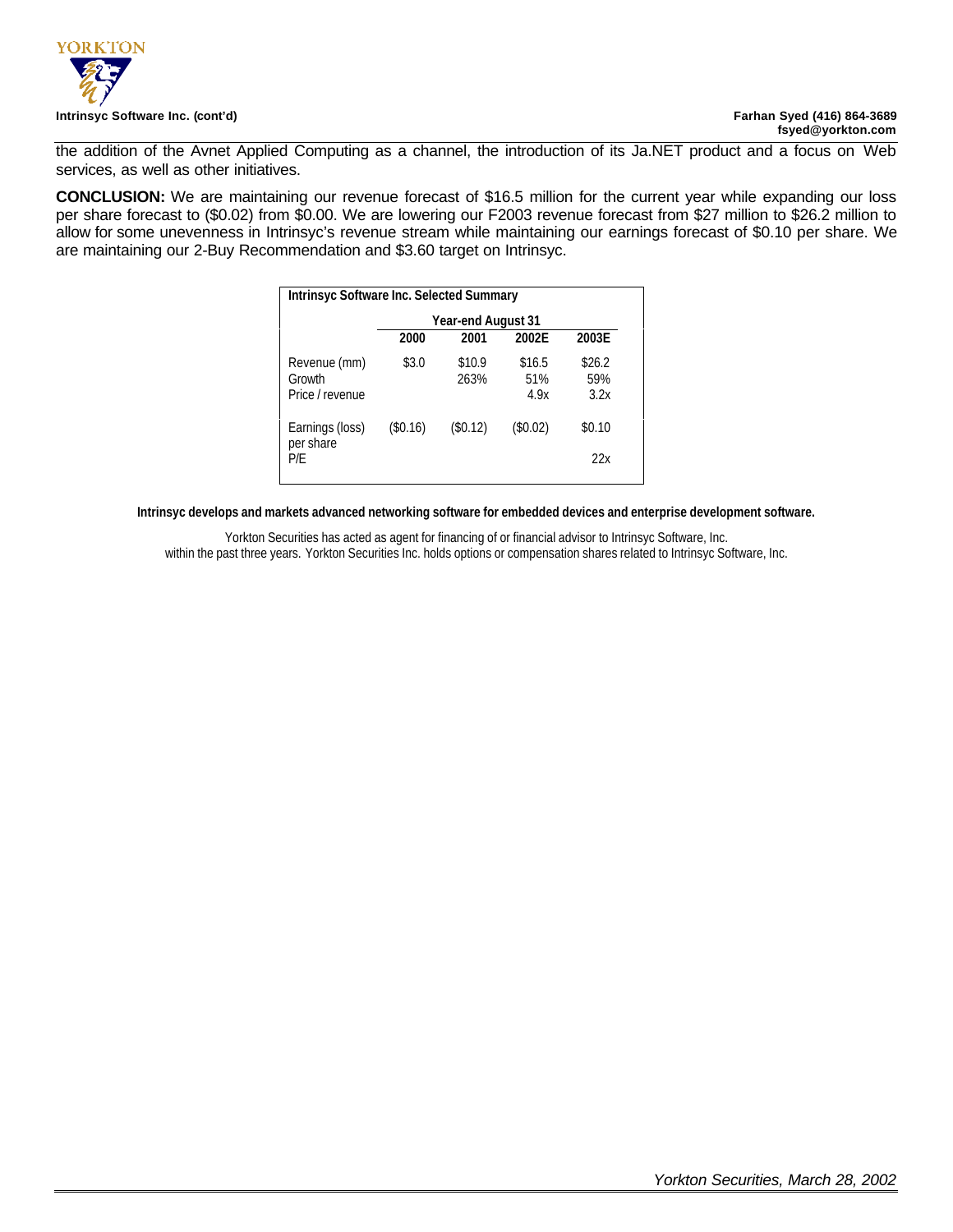the addition of the Avnet Applied Computing as a channel, the introduction of its Ja.NET product and a focus on Web services, as well as other initiatives.

**CONCLUSION:** We are maintaining our revenue forecast of $16.5 million for the current year while expanding our loss per share forecast to ($0.02) from $0.00. We are lowering our F2003 revenue forecast from $27 million to $26.2 million to allow for some unevenness in Intrinsyc's revenue stream while maintaining our earnings forecast of $0.10 per share. We are maintaining our 2-Buy Recommendation and $3.60 target on Intrinsyc.

**Intrinsyc Software Inc. Selected Summary**

| | Year-end August 31 | | | |
|---|---|---|---|---|
| | **2000** | **2001** | **2002E** | **2003E** |
| Revenue (mm) | $3.0 | $10.9 | $16.5 | $26.2 |
| Growth | | 263% | 51% | 59% |
| Price / revenue | | | 4.9x | 3.2x |
| Earnings (loss) per share | ($0.16) | ($0.12) | ($0.02) | $0.10 |
| P/E | | | | 22x |

**Intrinsyc develops and markets advanced networking software for embedded devices and enterprise development software.**

Yorkton Securities has acted as agent for financing of or financial advisor to Intrinsyc Software, Inc. within the past three years. Yorkton Securities Inc. holds options or compensation shares related to Intrinsyc Software, Inc.